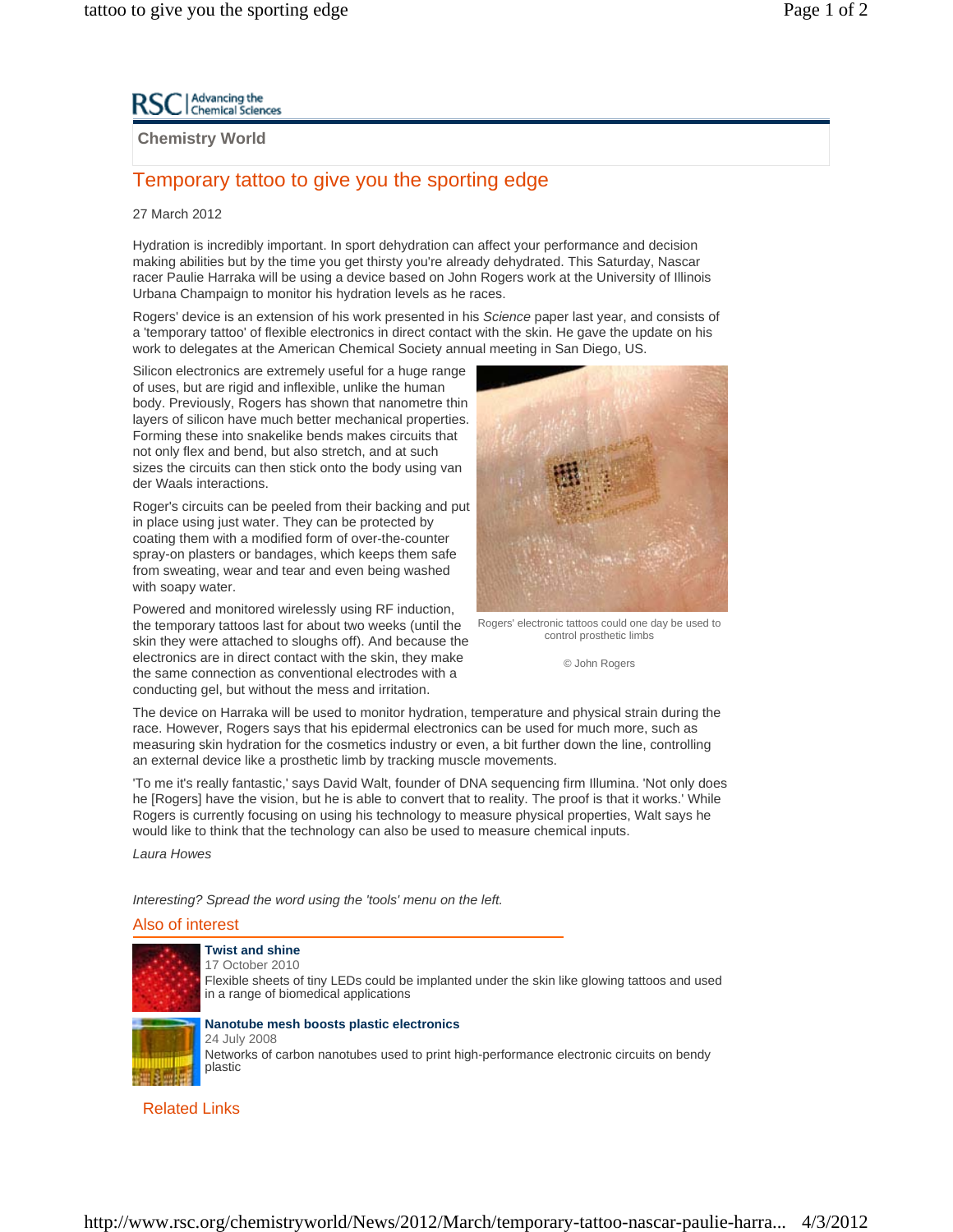RSC | Advancing the Chemical Sciences

**Chemistry World**

# Temporary tattoo to give you the sporting edge

27 March 2012

Hydration is incredibly important. In sport dehydration can affect your performance and decision making abilities but by the time you get thirsty you're already dehydrated. This Saturday, Nascar racer Paulie Harraka will be using a device based on John Rogers work at the University of Illinois Urbana Champaign to monitor his hydration levels as he races.

Rogers' device is an extension of his work presented in his *Science* paper last year, and consists of a 'temporary tattoo' of flexible electronics in direct contact with the skin. He gave the update on his work to delegates at the American Chemical Society annual meeting in San Diego, US.

Silicon electronics are extremely useful for a huge range of uses, but are rigid and inflexible, unlike the human body. Previously, Rogers has shown that nanometre thin layers of silicon have much better mechanical properties. Forming these into snakelike bends makes circuits that not only flex and bend, but also stretch, and at such sizes the circuits can then stick onto the body using van der Waals interactions.

Roger's circuits can be peeled from their backing and put in place using just water. They can be protected by coating them with a modified form of over-the-counter spray-on plasters or bandages, which keeps them safe from sweating, wear and tear and even being washed with soapy water.

Powered and monitored wirelessly using RF induction, the temporary tattoos last for about two weeks (until the skin they were attached to sloughs off). And because the electronics are in direct contact with the skin, they make the same connection as conventional electrodes with a conducting gel, but without the mess and irritation.

Rogers' electronic tattoos could one day be used to control prosthetic limbs

© John Rogers

The device on Harraka will be used to monitor hydration, temperature and physical strain during the race. However, Rogers says that his epidermal electronics can be used for much more, such as measuring skin hydration for the cosmetics industry or even, a bit further down the line, controlling an external device like a prosthetic limb by tracking muscle movements.

'To me it's really fantastic,' says David Walt, founder of DNA sequencing firm Illumina. 'Not only does he [Rogers] have the vision, but he is able to convert that to reality. The proof is that it works.' While Rogers is currently focusing on using his technology to measure physical properties, Walt says he would like to think that the technology can also be used to measure chemical inputs.

*Laura Howes*

*Interesting? Spread the word using the 'tools' menu on the left.*

## Also of interest

**Twist and shine**
17 October 2010
Flexible sheets of tiny LEDs could be implanted under the skin like glowing tattoos and used in a range of biomedical applications

**Nanotube mesh boosts plastic electronics**
24 July 2008
Networks of carbon nanotubes used to print high-performance electronic circuits on bendy plastic

## Related Links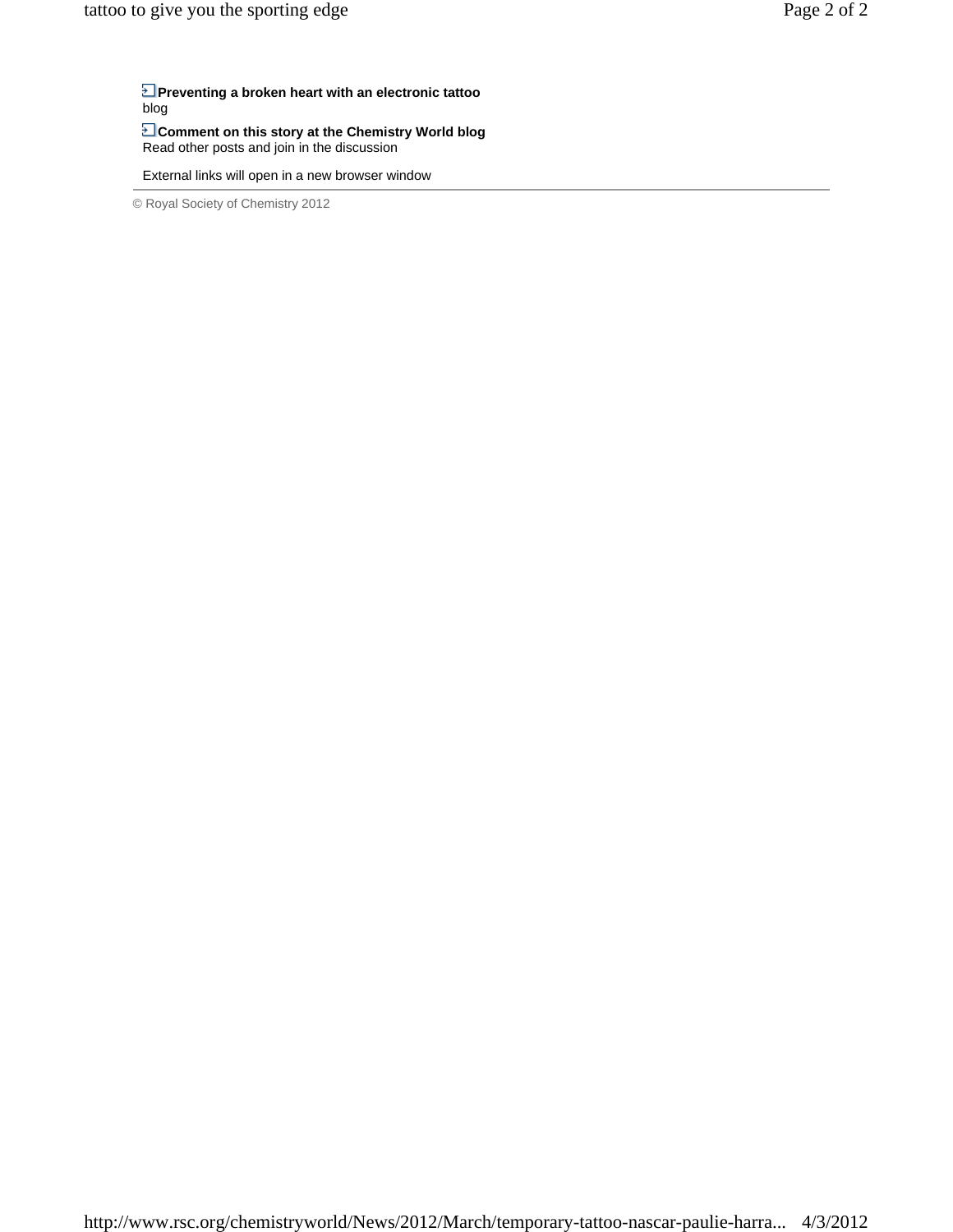**Preventing a broken heart with an electronic tattoo**
blog

**Comment on this story at the Chemistry World blog**
Read other posts and join in the discussion

External links will open in a new browser window

© Royal Society of Chemistry 2012